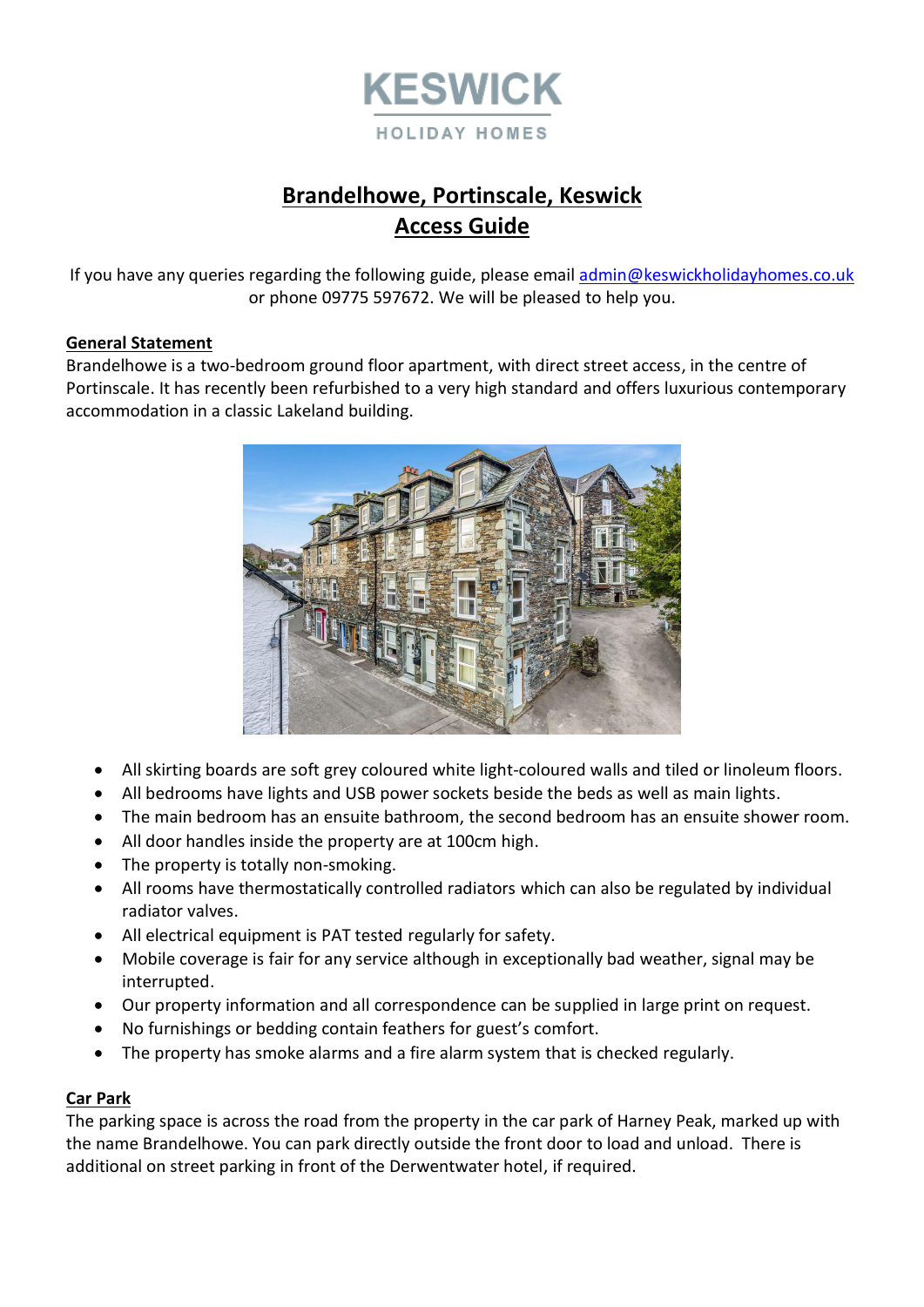KESWICK

HOLIDAY HOMES

# Brandelhowe, Portinscale, Keswick
# Access Guide

If you have any queries regarding the following guide, please email admin@keswickholidayhomes.co.uk or phone 09775 597672. We will be pleased to help you.

## General Statement

Brandelhowe is a two-bedroom ground floor apartment, with direct street access, in the centre of Portinscale. It has recently been refurbished to a very high standard and offers luxurious contemporary accommodation in a classic Lakeland building.

- All skirting boards are soft grey coloured white light-coloured walls and tiled or linoleum floors.
- All bedrooms have lights and USB power sockets beside the beds as well as main lights.
- The main bedroom has an ensuite bathroom, the second bedroom has an ensuite shower room.
- All door handles inside the property are at 100cm high.
- The property is totally non-smoking.
- All rooms have thermostatically controlled radiators which can also be regulated by individual radiator valves.
- All electrical equipment is PAT tested regularly for safety.
- Mobile coverage is fair for any service although in exceptionally bad weather, signal may be interrupted.
- Our property information and all correspondence can be supplied in large print on request.
- No furnishings or bedding contain feathers for guest's comfort.
- The property has smoke alarms and a fire alarm system that is checked regularly.

## Car Park

The parking space is across the road from the property in the car park of Harney Peak, marked up with the name Brandelhowe. You can park directly outside the front door to load and unload. There is additional on street parking in front of the Derwentwater hotel, if required.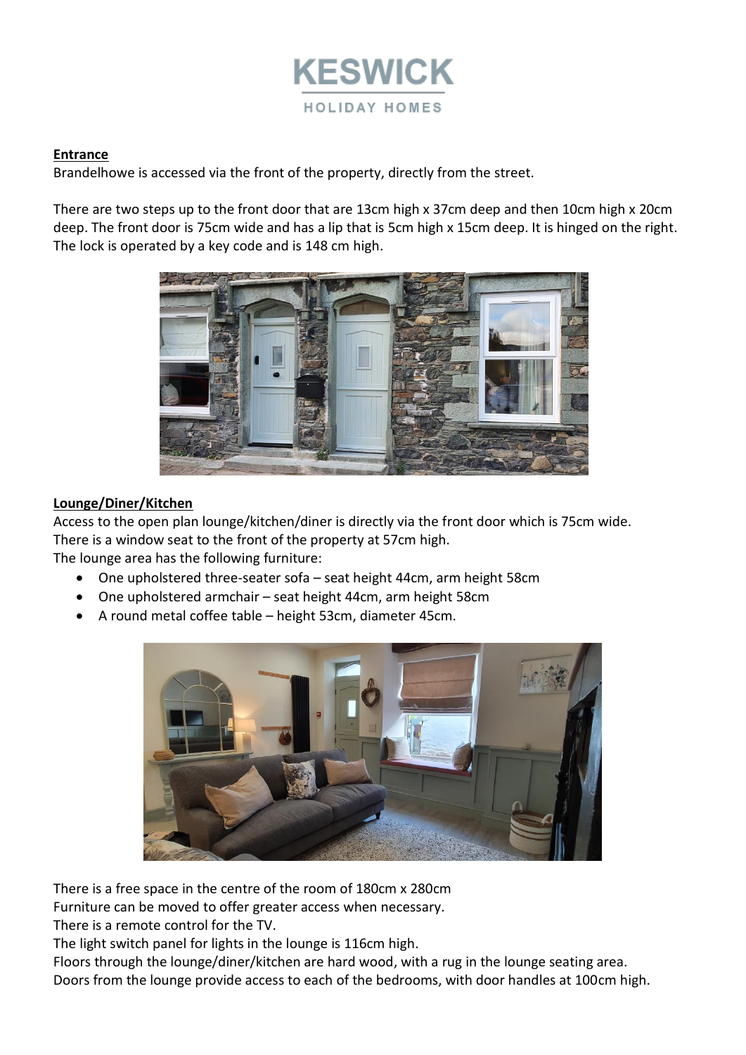KESWICK

HOLIDAY HOMES

**Entrance**

Brandelhowe is accessed via the front of the property, directly from the street.

There are two steps up to the front door that are 13cm high x 37cm deep and then 10cm high x 20cm deep. The front door is 75cm wide and has a lip that is 5cm high x 15cm deep. It is hinged on the right. The lock is operated by a key code and is 148 cm high.

**Lounge/Diner/Kitchen**

Access to the open plan lounge/kitchen/diner is directly via the front door which is 75cm wide. There is a window seat to the front of the property at 57cm high.

The lounge area has the following furniture:

- One upholstered three-seater sofa – seat height 44cm, arm height 58cm
- One upholstered armchair – seat height 44cm, arm height 58cm
- A round metal coffee table – height 53cm, diameter 45cm.

There is a free space in the centre of the room of 180cm x 280cm

Furniture can be moved to offer greater access when necessary.

There is a remote control for the TV.

The light switch panel for lights in the lounge is 116cm high.

Floors through the lounge/diner/kitchen are hard wood, with a rug in the lounge seating area.

Doors from the lounge provide access to each of the bedrooms, with door handles at 100cm high.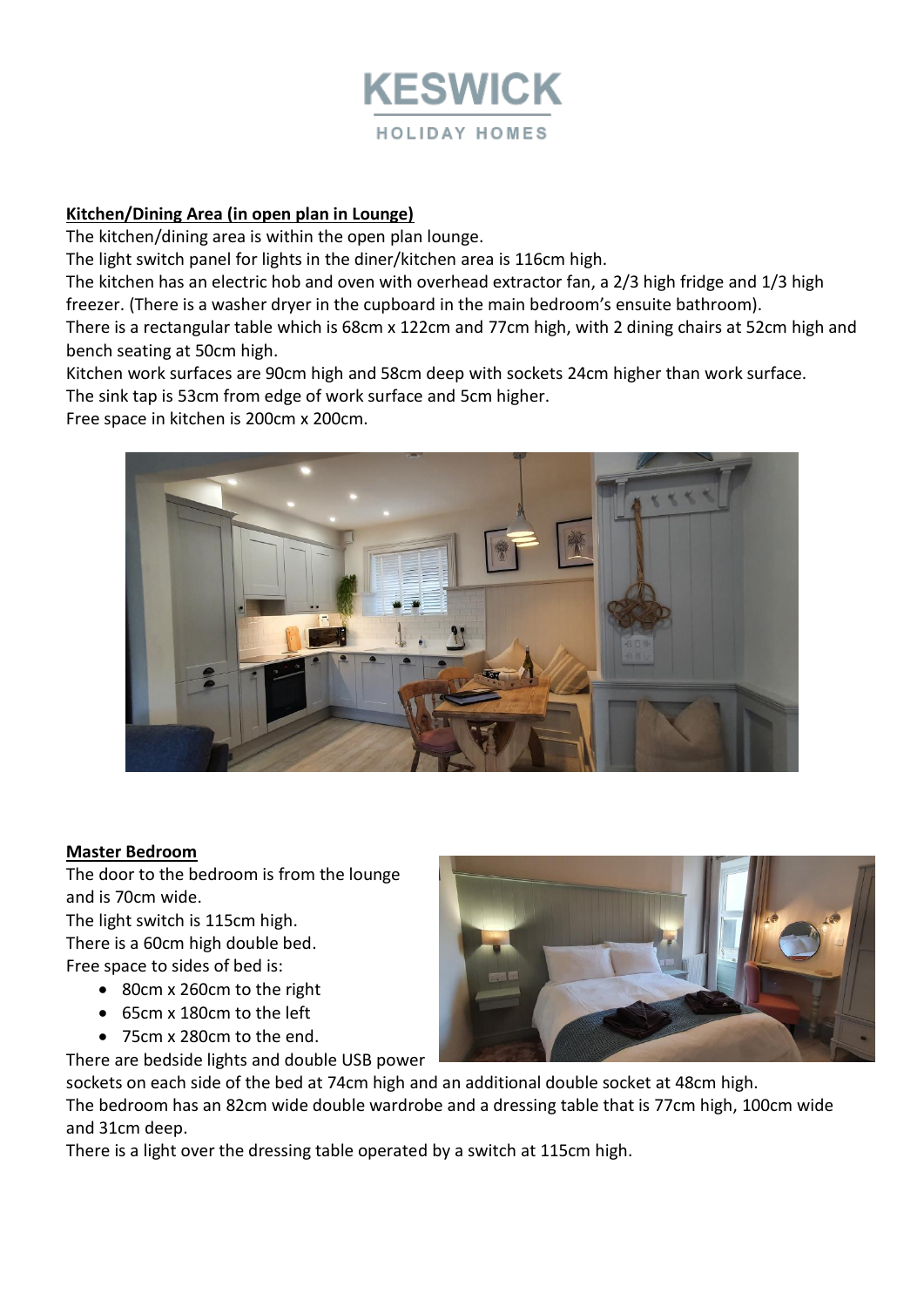## Kitchen/Dining Area (in open plan in Lounge)

The kitchen/dining area is within the open plan lounge.
The light switch panel for lights in the diner/kitchen area is 116cm high.
The kitchen has an electric hob and oven with overhead extractor fan, a 2/3 high fridge and 1/3 high freezer. (There is a washer dryer in the cupboard in the main bedroom's ensuite bathroom).
There is a rectangular table which is 68cm x 122cm and 77cm high, with 2 dining chairs at 52cm high and bench seating at 50cm high.
Kitchen work surfaces are 90cm high and 58cm deep with sockets 24cm higher than work surface.
The sink tap is 53cm from edge of work surface and 5cm higher.
Free space in kitchen is 200cm x 200cm.

## Master Bedroom

The door to the bedroom is from the lounge and is 70cm wide.
The light switch is 115cm high.
There is a 60cm high double bed.
Free space to sides of bed is:

- 80cm x 260cm to the right
- 65cm x 180cm to the left
- 75cm x 280cm to the end.

There are bedside lights and double USB power sockets on each side of the bed at 74cm high and an additional double socket at 48cm high.
The bedroom has an 82cm wide double wardrobe and a dressing table that is 77cm high, 100cm wide and 31cm deep.
There is a light over the dressing table operated by a switch at 115cm high.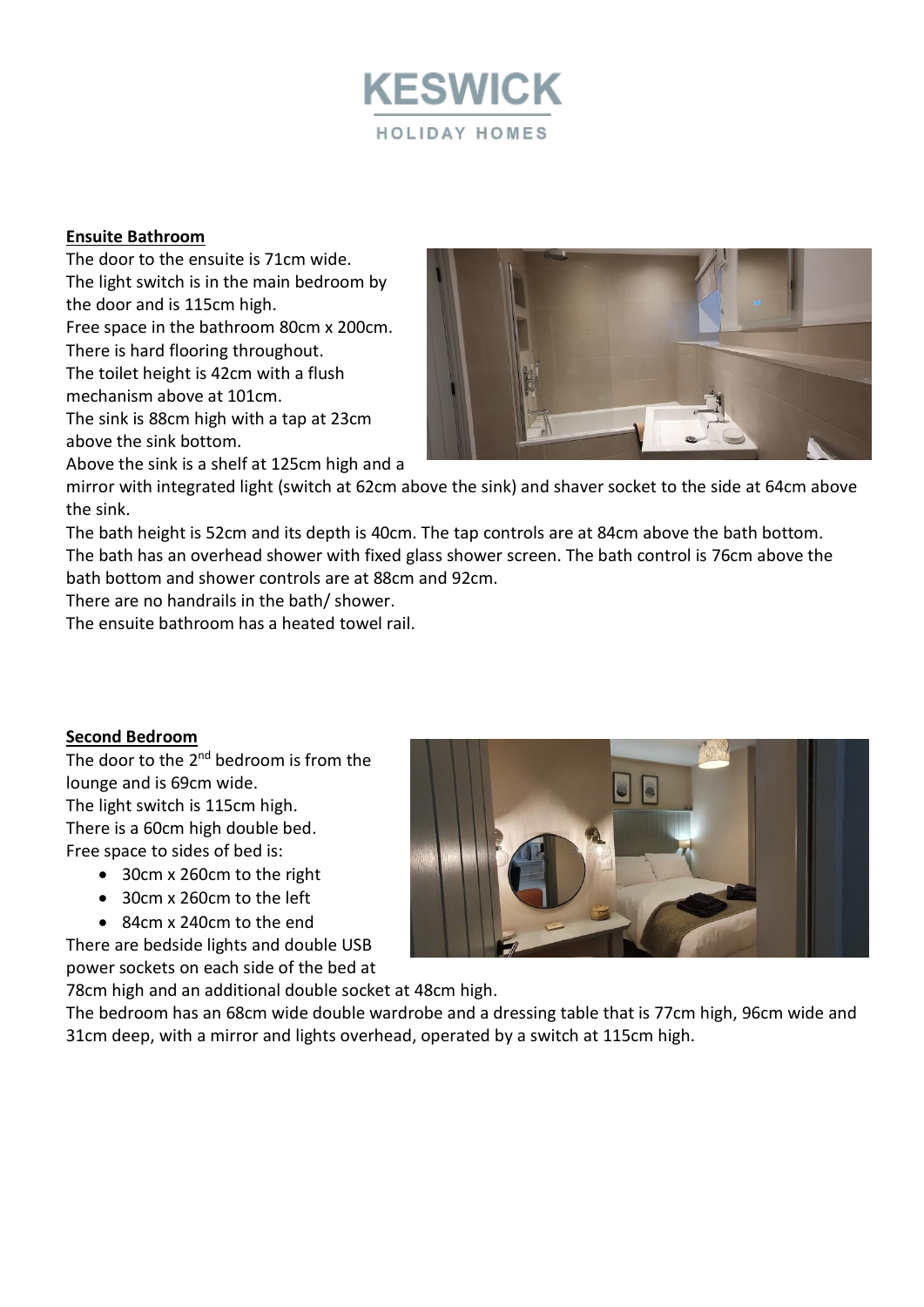## Ensuite Bathroom

The door to the ensuite is 71cm wide.
The light switch is in the main bedroom by the door and is 115cm high.
Free space in the bathroom 80cm x 200cm.
There is hard flooring throughout.
The toilet height is 42cm with a flush mechanism above at 101cm.
The sink is 88cm high with a tap at 23cm above the sink bottom.
Above the sink is a shelf at 125cm high and a mirror with integrated light (switch at 62cm above the sink) and shaver socket to the side at 64cm above the sink.
The bath height is 52cm and its depth is 40cm. The tap controls are at 84cm above the bath bottom. The bath has an overhead shower with fixed glass shower screen. The bath control is 76cm above the bath bottom and shower controls are at 88cm and 92cm.
There are no handrails in the bath/ shower.
The ensuite bathroom has a heated towel rail.

## Second Bedroom

The door to the 2nd bedroom is from the lounge and is 69cm wide.
The light switch is 115cm high.
There is a 60cm high double bed.
Free space to sides of bed is:

- 30cm x 260cm to the right
- 30cm x 260cm to the left
- 84cm x 240cm to the end

There are bedside lights and double USB power sockets on each side of the bed at 78cm high and an additional double socket at 48cm high.
The bedroom has an 68cm wide double wardrobe and a dressing table that is 77cm high, 96cm wide and 31cm deep, with a mirror and lights overhead, operated by a switch at 115cm high.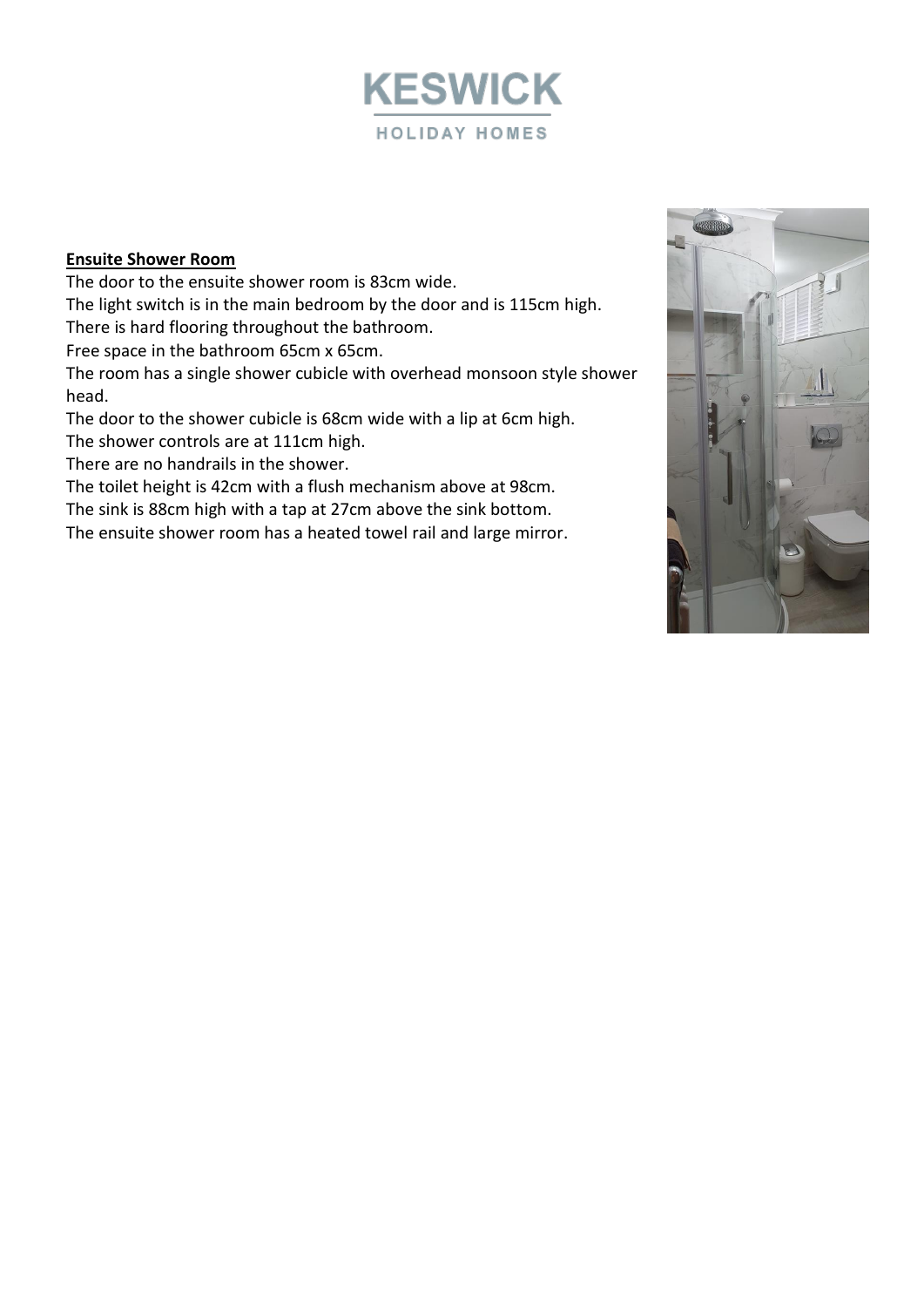# KESWICK
HOLIDAY HOMES

**Ensuite Shower Room**

The door to the ensuite shower room is 83cm wide.
The light switch is in the main bedroom by the door and is 115cm high.
There is hard flooring throughout the bathroom.
Free space in the bathroom 65cm x 65cm.
The room has a single shower cubicle with overhead monsoon style shower head.
The door to the shower cubicle is 68cm wide with a lip at 6cm high.
The shower controls are at 111cm high.
There are no handrails in the shower.
The toilet height is 42cm with a flush mechanism above at 98cm.
The sink is 88cm high with a tap at 27cm above the sink bottom.
The ensuite shower room has a heated towel rail and large mirror.